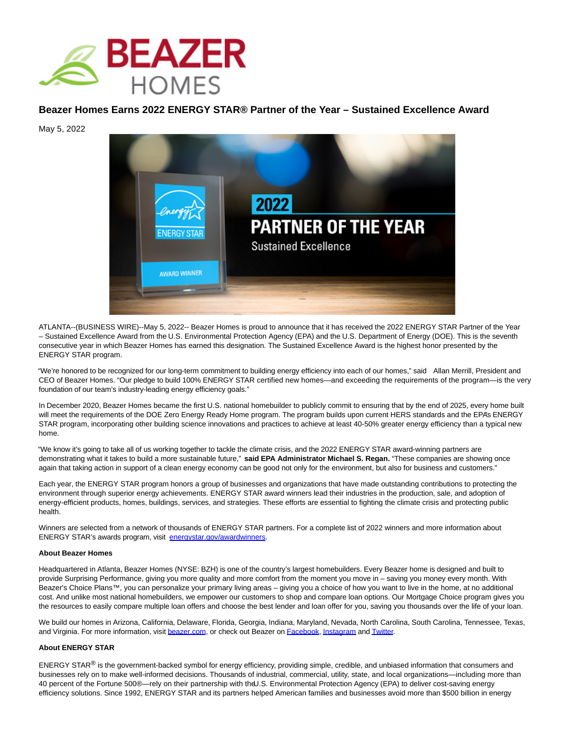# Beazer Homes Earns 2022 ENERGY STAR® Partner of the Year – Sustained Excellence Award

May 5, 2022

ATLANTA--(BUSINESS WIRE)--May 5, 2022-- Beazer Homes is proud to announce that it has received the 2022 ENERGY STAR Partner of the Year – Sustained Excellence Award from the U.S. Environmental Protection Agency (EPA) and the U.S. Department of Energy (DOE). This is the seventh consecutive year in which Beazer Homes has earned this designation. The Sustained Excellence Award is the highest honor presented by the ENERGY STAR program.

"We're honored to be recognized for our long-term commitment to building energy efficiency into each of our homes," said Allan Merrill, President and CEO of Beazer Homes. "Our pledge to build 100% ENERGY STAR certified new homes—and exceeding the requirements of the program—is the very foundation of our team's industry-leading energy efficiency goals."

In December 2020, Beazer Homes became the first U.S. national homebuilder to publicly commit to ensuring that by the end of 2025, every home built will meet the requirements of the DOE Zero Energy Ready Home program. The program builds upon current HERS standards and the EPA's ENERGY STAR program, incorporating other building science innovations and practices to achieve at least 40-50% greater energy efficiency than a typical new home.

"We know it's going to take all of us working together to tackle the climate crisis, and the 2022 ENERGY STAR award-winning partners are demonstrating what it takes to build a more sustainable future," **said EPA Administrator Michael S. Regan.** "These companies are showing once again that taking action in support of a clean energy economy can be good not only for the environment, but also for business and customers."

Each year, the ENERGY STAR program honors a group of businesses and organizations that have made outstanding contributions to protecting the environment through superior energy achievements. ENERGY STAR award winners lead their industries in the production, sale, and adoption of energy-efficient products, homes, buildings, services, and strategies. These efforts are essential to fighting the climate crisis and protecting public health.

Winners are selected from a network of thousands of ENERGY STAR partners. For a complete list of 2022 winners and more information about ENERGY STAR's awards program, visit [energystar.gov/awardwinners](energystar.gov/awardwinners).

**About Beazer Homes**

Headquartered in Atlanta, Beazer Homes (NYSE: BZH) is one of the country's largest homebuilders. Every Beazer home is designed and built to provide Surprising Performance, giving you more quality and more comfort from the moment you move in – saving you money every month. With Beazer's Choice Plans™, you can personalize your primary living areas – giving you a choice of how you want to live in the home, at no additional cost. And unlike most national homebuilders, we empower our customers to shop and compare loan options. Our Mortgage Choice program gives you the resources to easily compare multiple loan offers and choose the best lender and loan offer for you, saving you thousands over the life of your loan.

We build our homes in Arizona, California, Delaware, Florida, Georgia, Indiana, Maryland, Nevada, North Carolina, South Carolina, Tennessee, Texas, and Virginia. For more information, visit [beazer.com](beazer.com), or check out Beazer on Facebook, Instagram and Twitter.

**About ENERGY STAR**

ENERGY STAR® is the government-backed symbol for energy efficiency, providing simple, credible, and unbiased information that consumers and businesses rely on to make well-informed decisions. Thousands of industrial, commercial, utility, state, and local organizations—including more than 40 percent of the Fortune 500®—rely on their partnership with the U.S. Environmental Protection Agency (EPA) to deliver cost-saving energy efficiency solutions. Since 1992, ENERGY STAR and its partners helped American families and businesses avoid more than $500 billion in energy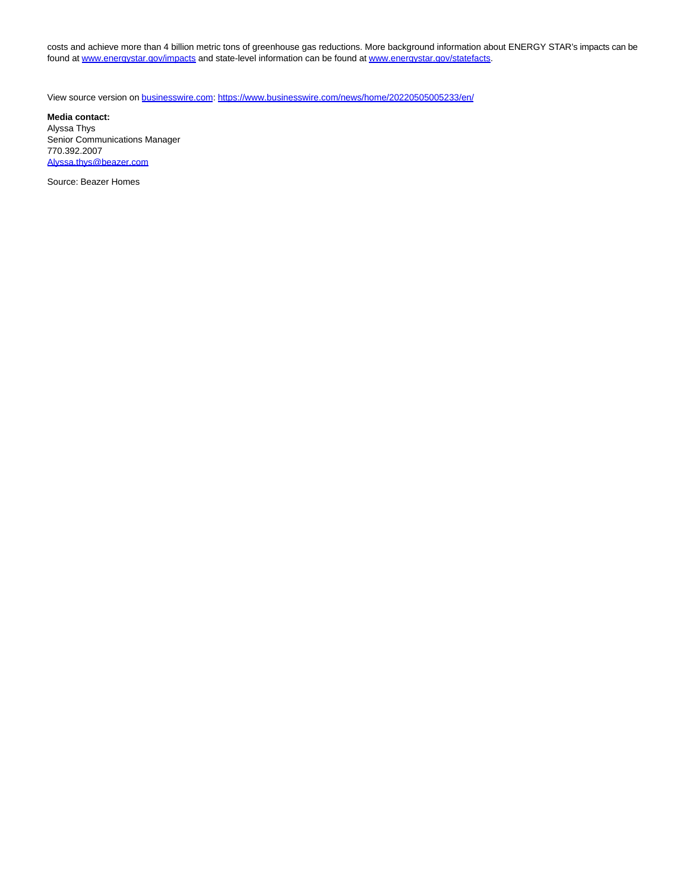costs and achieve more than 4 billion metric tons of greenhouse gas reductions. More background information about ENERGY STAR's impacts can be found at [www.energystar.gov/impacts](http://www.energystar.gov/impacts) and state-level information can be found at [www.energystar.gov/statefacts](http://www.energystar.gov/statefacts).

View source version on [businesswire.com](http://businesswire.com): [https://www.businesswire.com/news/home/20220505005233/en/](https://www.businesswire.com/news/home/20220505005233/en/)

**Media contact:**
Alyssa Thys
Senior Communications Manager
770.392.2007
[Alyssa.thys@beazer.com](mailto:Alyssa.thys@beazer.com)

Source: Beazer Homes